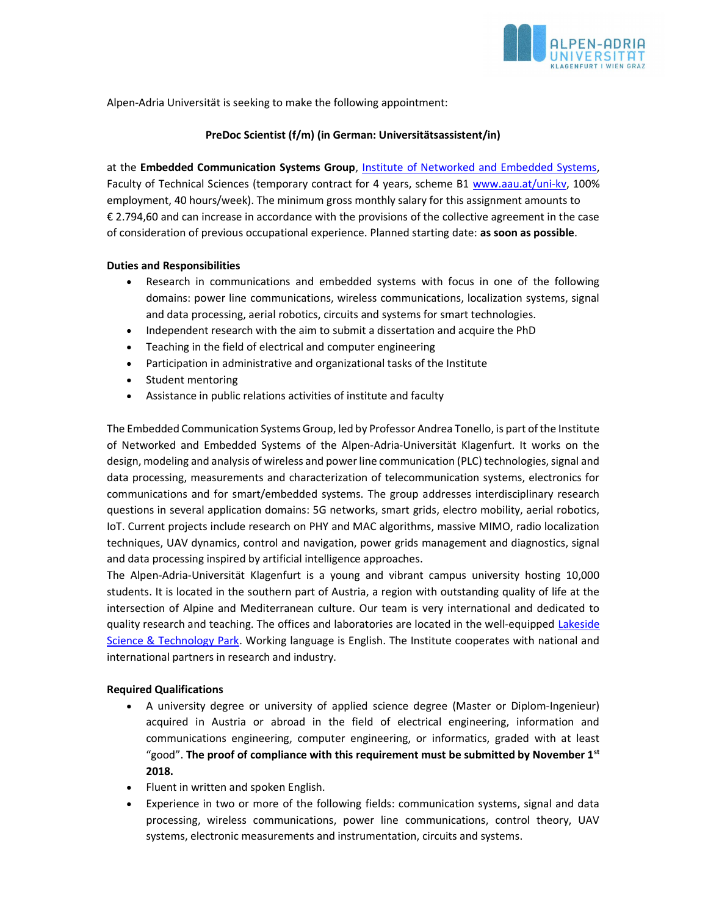Alpen-Adria Universität is seeking to make the following appointment:

**PreDoc Scientist (f/m) (in German: Universitätsassistent/in)**

at the **Embedded Communication Systems Group**, [Institute of Networked and Embedded Systems](), Faculty of Technical Sciences (temporary contract for 4 years, scheme B1 [www.aau.at/uni-kv](), 100% employment, 40 hours/week). The minimum gross monthly salary for this assignment amounts to € 2.794,60 and can increase in accordance with the provisions of the collective agreement in the case of consideration of previous occupational experience. Planned starting date: **as soon as possible**.

**Duties and Responsibilities**

- Research in communications and embedded systems with focus in one of the following domains: power line communications, wireless communications, localization systems, signal and data processing, aerial robotics, circuits and systems for smart technologies.
- Independent research with the aim to submit a dissertation and acquire the PhD
- Teaching in the field of electrical and computer engineering
- Participation in administrative and organizational tasks of the Institute
- Student mentoring
- Assistance in public relations activities of institute and faculty

The Embedded Communication Systems Group, led by Professor Andrea Tonello, is part of the Institute of Networked and Embedded Systems of the Alpen-Adria-Universität Klagenfurt. It works on the design, modeling and analysis of wireless and power line communication (PLC) technologies, signal and data processing, measurements and characterization of telecommunication systems, electronics for communications and for smart/embedded systems. The group addresses interdisciplinary research questions in several application domains: 5G networks, smart grids, electro mobility, aerial robotics, IoT. Current projects include research on PHY and MAC algorithms, massive MIMO, radio localization techniques, UAV dynamics, control and navigation, power grids management and diagnostics, signal and data processing inspired by artificial intelligence approaches.

The Alpen-Adria-Universität Klagenfurt is a young and vibrant campus university hosting 10,000 students. It is located in the southern part of Austria, a region with outstanding quality of life at the intersection of Alpine and Mediterranean culture. Our team is very international and dedicated to quality research and teaching. The offices and laboratories are located in the well-equipped [Lakeside Science & Technology Park](). Working language is English. The Institute cooperates with national and international partners in research and industry.

**Required Qualifications**

- A university degree or university of applied science degree (Master or Diplom-Ingenieur) acquired in Austria or abroad in the field of electrical engineering, information and communications engineering, computer engineering, or informatics, graded with at least "good". **The proof of compliance with this requirement must be submitted by November 1st 2018.**
- Fluent in written and spoken English.
- Experience in two or more of the following fields: communication systems, signal and data processing, wireless communications, power line communications, control theory, UAV systems, electronic measurements and instrumentation, circuits and systems.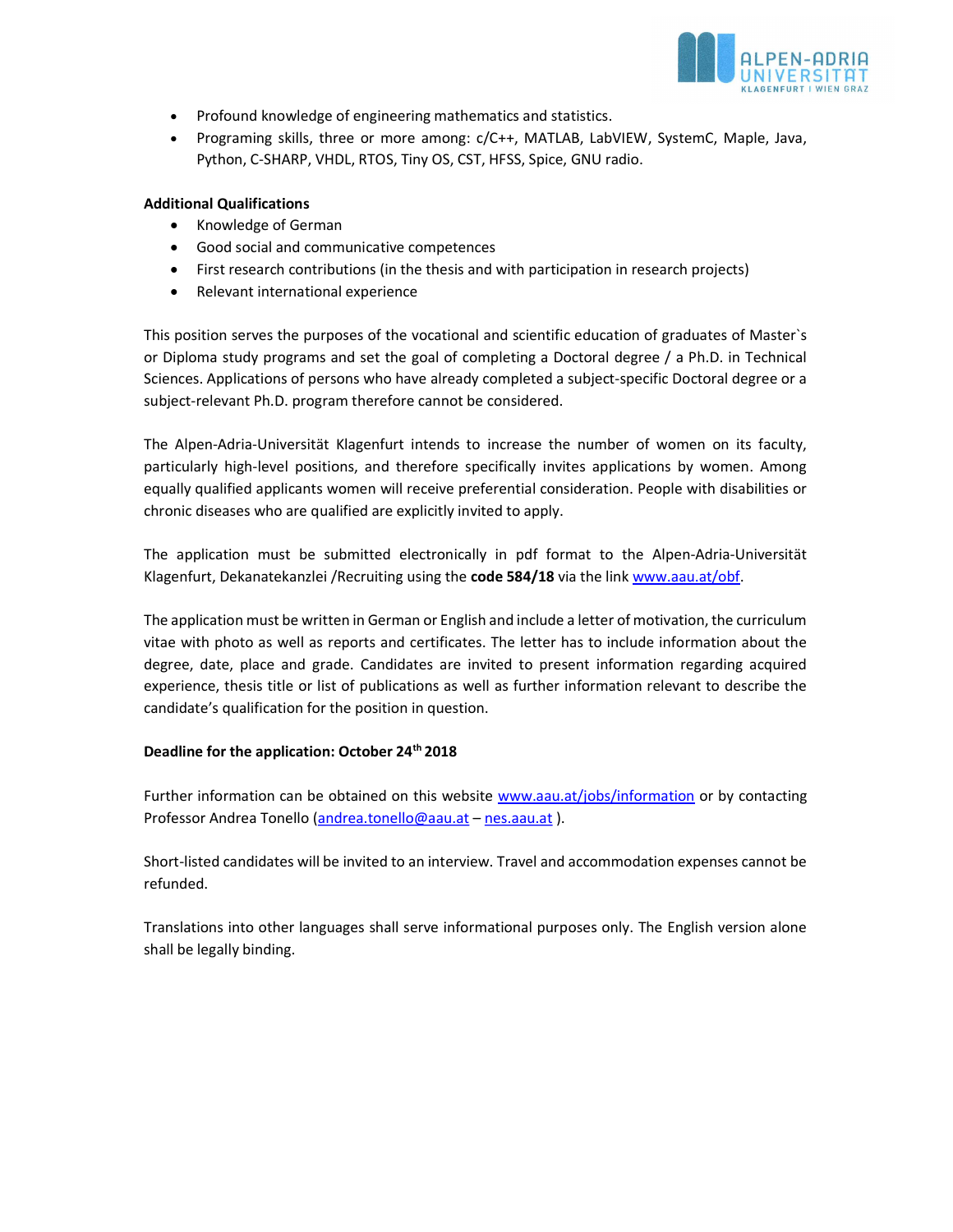- Profound knowledge of engineering mathematics and statistics.
- Programing skills, three or more among: c/C++, MATLAB, LabVIEW, SystemC, Maple, Java, Python, C-SHARP, VHDL, RTOS, Tiny OS, CST, HFSS, Spice, GNU radio.

**Additional Qualifications**

- Knowledge of German
- Good social and communicative competences
- First research contributions (in the thesis and with participation in research projects)
- Relevant international experience

This position serves the purposes of the vocational and scientific education of graduates of Master`s or Diploma study programs and set the goal of completing a Doctoral degree / a Ph.D. in Technical Sciences. Applications of persons who have already completed a subject-specific Doctoral degree or a subject-relevant Ph.D. program therefore cannot be considered.

The Alpen-Adria-Universität Klagenfurt intends to increase the number of women on its faculty, particularly high-level positions, and therefore specifically invites applications by women. Among equally qualified applicants women will receive preferential consideration. People with disabilities or chronic diseases who are qualified are explicitly invited to apply.

The application must be submitted electronically in pdf format to the Alpen-Adria-Universität Klagenfurt, Dekanatekanzlei /Recruiting using the **code 584/18** via the link www.aau.at/obf.

The application must be written in German or English and include a letter of motivation, the curriculum vitae with photo as well as reports and certificates. The letter has to include information about the degree, date, place and grade. Candidates are invited to present information regarding acquired experience, thesis title or list of publications as well as further information relevant to describe the candidate's qualification for the position in question.

**Deadline for the application: October 24th 2018**

Further information can be obtained on this website www.aau.at/jobs/information or by contacting Professor Andrea Tonello (andrea.tonello@aau.at – nes.aau.at ).

Short-listed candidates will be invited to an interview. Travel and accommodation expenses cannot be refunded.

Translations into other languages shall serve informational purposes only. The English version alone shall be legally binding.